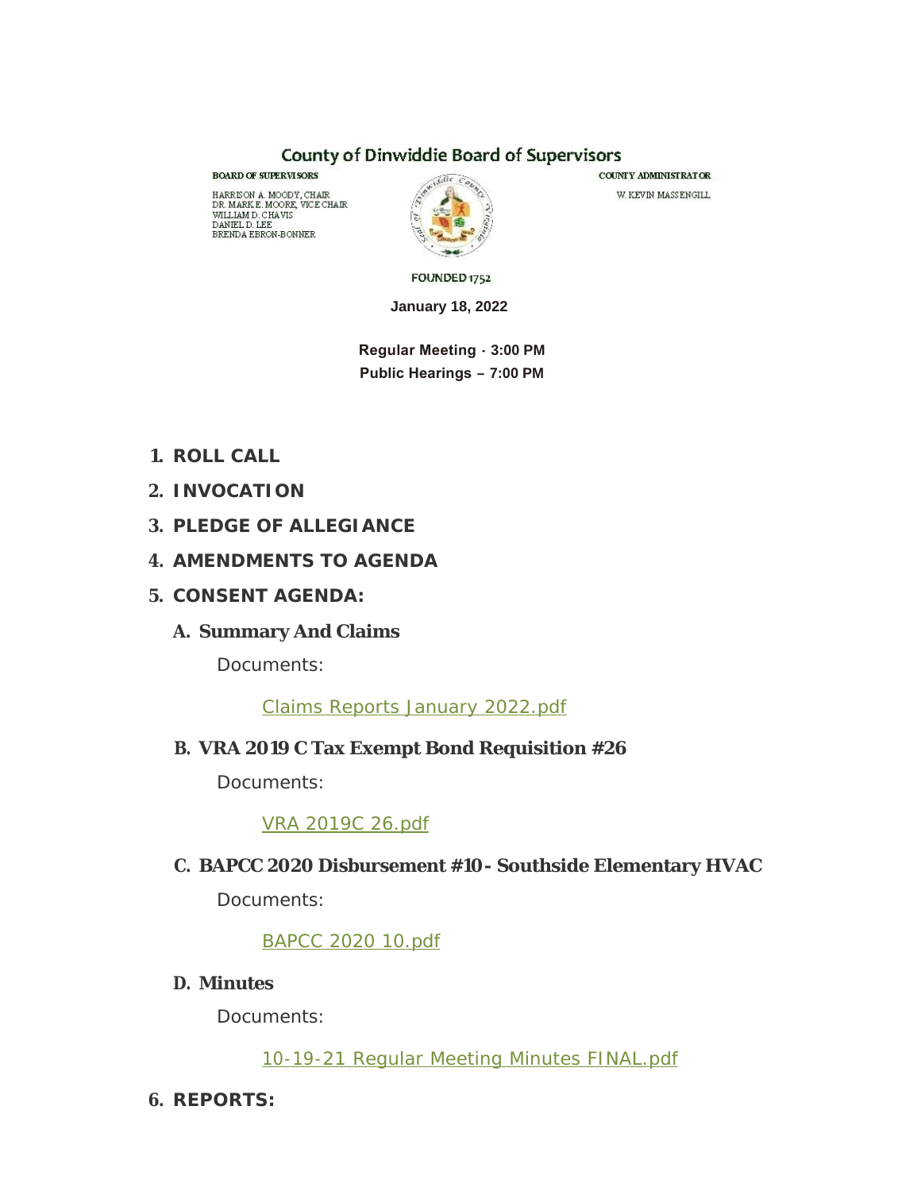# County of Dinwiddie Board of Supervisors

**BOARD OF SUPERVISORS**

HARRISON A. MOODY, CHAIR
DR. MARK E. MOORE, VICE CHAIR
WILLIAM D. CHAVIS
DANIEL D. LEE
BRENDA EBRON-BONNER

**COUNTY ADMINISTRATOR**

W. KEVIN MASSENGILL

FOUNDED 1752

**January 18, 2022**

**Regular Meeting - 3:00 PM**
**Public Hearings – 7:00 PM**

1. **ROLL CALL**
2. **INVOCATION**
3. **PLEDGE OF ALLEGIANCE**
4. **AMENDMENTS TO AGENDA**
5. **CONSENT AGENDA:**

   A. **Summary And Claims**

   Documents:

   Claims Reports January 2022.pdf

   B. **VRA 2019 C Tax Exempt Bond Requisition #26**

   Documents:

   VRA 2019C 26.pdf

   C. **BAPCC 2020 Disbursement #10 - Southside Elementary HVAC**

   Documents:

   BAPCC 2020 10.pdf

   D. **Minutes**

   Documents:

   10-19-21 Regular Meeting Minutes FINAL.pdf

6. **REPORTS:**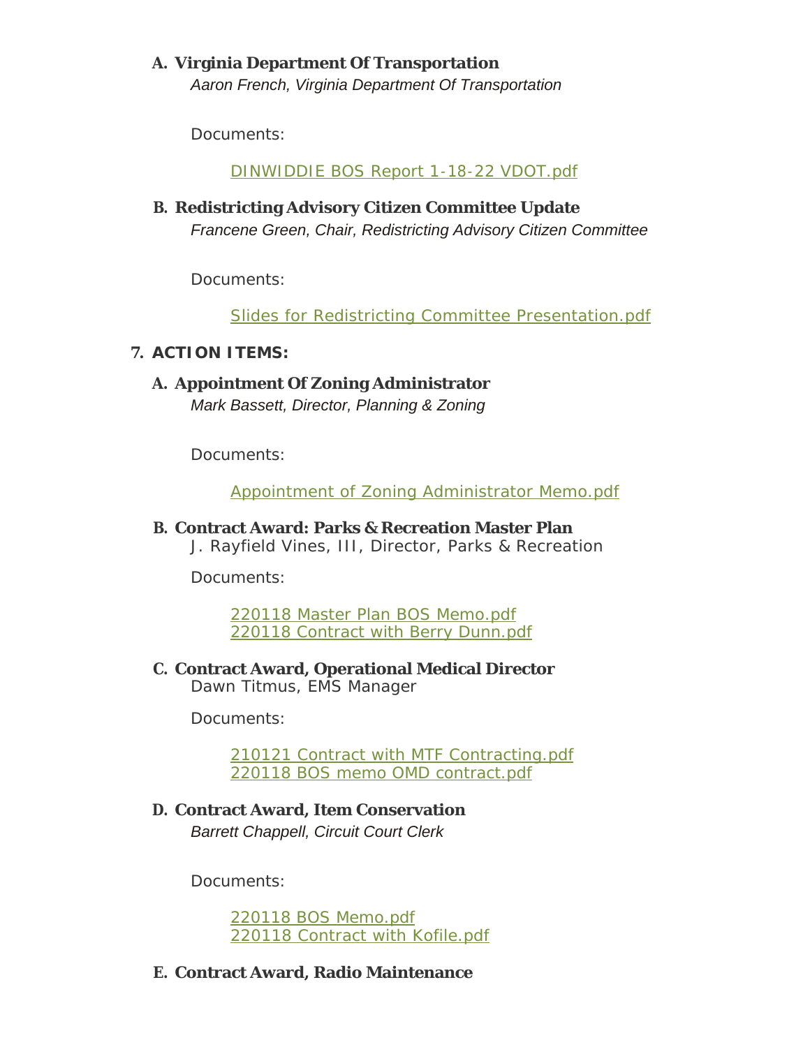**A. Virginia Department Of Transportation**

*Aaron French, Virginia Department Of Transportation*

Documents:

DINWIDDIE BOS Report 1-18-22 VDOT.pdf

**B. Redistricting Advisory Citizen Committee Update**

*Francene Green, Chair, Redistricting Advisory Citizen Committee*

Documents:

Slides for Redistricting Committee Presentation.pdf

## 7. ACTION ITEMS:

**A. Appointment Of Zoning Administrator**

*Mark Bassett, Director, Planning & Zoning*

Documents:

Appointment of Zoning Administrator Memo.pdf

**B. Contract Award: Parks & Recreation Master Plan**

J. Rayfield Vines, III, Director, Parks & Recreation

Documents:

220118 Master Plan BOS Memo.pdf
220118 Contract with Berry Dunn.pdf

**C. Contract Award, Operational Medical Director**

Dawn Titmus, EMS Manager

Documents:

210121 Contract with MTF Contracting.pdf
220118 BOS memo OMD contract.pdf

**D. Contract Award, Item Conservation**

*Barrett Chappell, Circuit Court Clerk*

Documents:

220118 BOS Memo.pdf
220118 Contract with Kofile.pdf

**E. Contract Award, Radio Maintenance**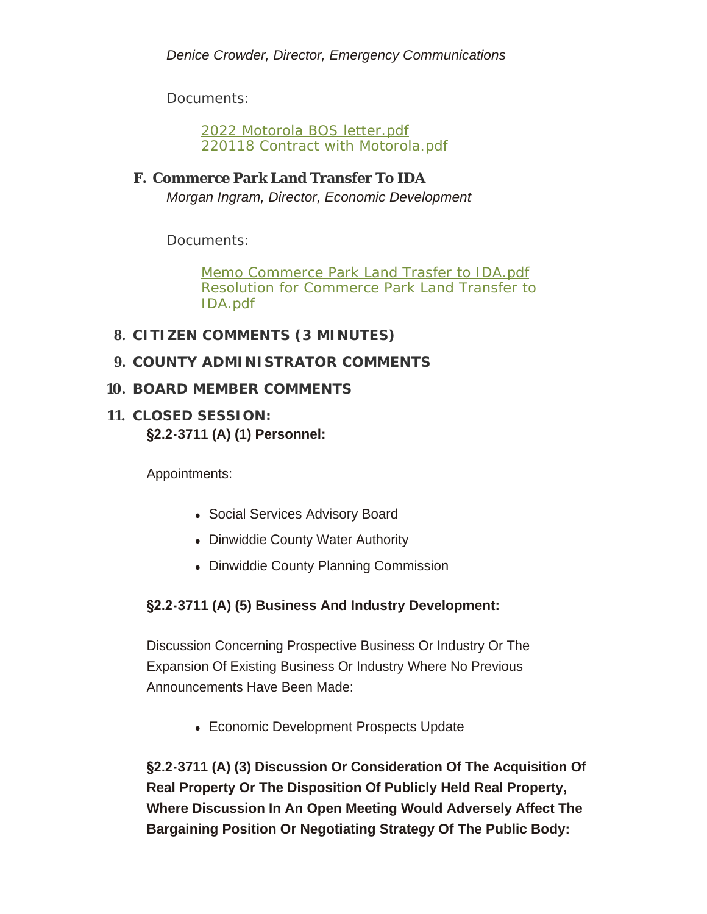*Denice Crowder, Director, Emergency Communications*

Documents:

[2022 Motorola BOS letter.pdf]
[220118 Contract with Motorola.pdf]

**F. Commerce Park Land Transfer To IDA**
*Morgan Ingram, Director, Economic Development*

Documents:

[Memo Commerce Park Land Trasfer to IDA.pdf]
[Resolution for Commerce Park Land Transfer to IDA.pdf]

**8. CITIZEN COMMENTS (3 MINUTES)**

**9. COUNTY ADMINISTRATOR COMMENTS**

**10. BOARD MEMBER COMMENTS**

**11. CLOSED SESSION:**

**§2.2-3711 (A) (1) Personnel:**

Appointments:

- Social Services Advisory Board
- Dinwiddie County Water Authority
- Dinwiddie County Planning Commission

**§2.2-3711 (A) (5) Business And Industry Development:**

Discussion Concerning Prospective Business Or Industry Or The Expansion Of Existing Business Or Industry Where No Previous Announcements Have Been Made:

- Economic Development Prospects Update

**§2.2-3711 (A) (3) Discussion Or Consideration Of The Acquisition Of Real Property Or The Disposition Of Publicly Held Real Property, Where Discussion In An Open Meeting Would Adversely Affect The Bargaining Position Or Negotiating Strategy Of The Public Body:**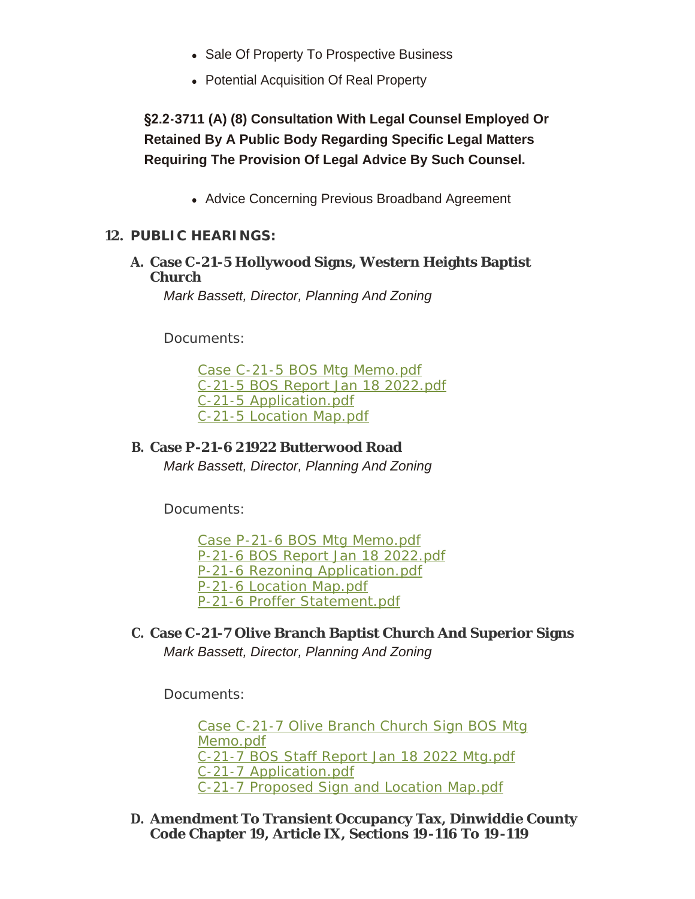- Sale Of Property To Prospective Business
- Potential Acquisition Of Real Property

**§2.2-3711 (A) (8) Consultation With Legal Counsel Employed Or Retained By A Public Body Regarding Specific Legal Matters Requiring The Provision Of Legal Advice By Such Counsel.**

- Advice Concerning Previous Broadband Agreement

## 12. PUBLIC HEARINGS:

### A. Case C-21-5 Hollywood Signs, Western Heights Baptist Church

*Mark Bassett, Director, Planning And Zoning*

Documents:

Case C-21-5 BOS Mtg Memo.pdf
C-21-5 BOS Report Jan 18 2022.pdf
C-21-5 Application.pdf
C-21-5 Location Map.pdf

### B. Case P-21-6 21922 Butterwood Road

*Mark Bassett, Director, Planning And Zoning*

Documents:

Case P-21-6 BOS Mtg Memo.pdf
P-21-6 BOS Report Jan 18 2022.pdf
P-21-6 Rezoning Application.pdf
P-21-6 Location Map.pdf
P-21-6 Proffer Statement.pdf

### C. Case C-21-7 Olive Branch Baptist Church And Superior Signs

*Mark Bassett, Director, Planning And Zoning*

Documents:

Case C-21-7 Olive Branch Church Sign BOS Mtg Memo.pdf
C-21-7 BOS Staff Report Jan 18 2022 Mtg.pdf
C-21-7 Application.pdf
C-21-7 Proposed Sign and Location Map.pdf

### D. Amendment To Transient Occupancy Tax, Dinwiddie County Code Chapter 19, Article IX, Sections 19-116 To 19-119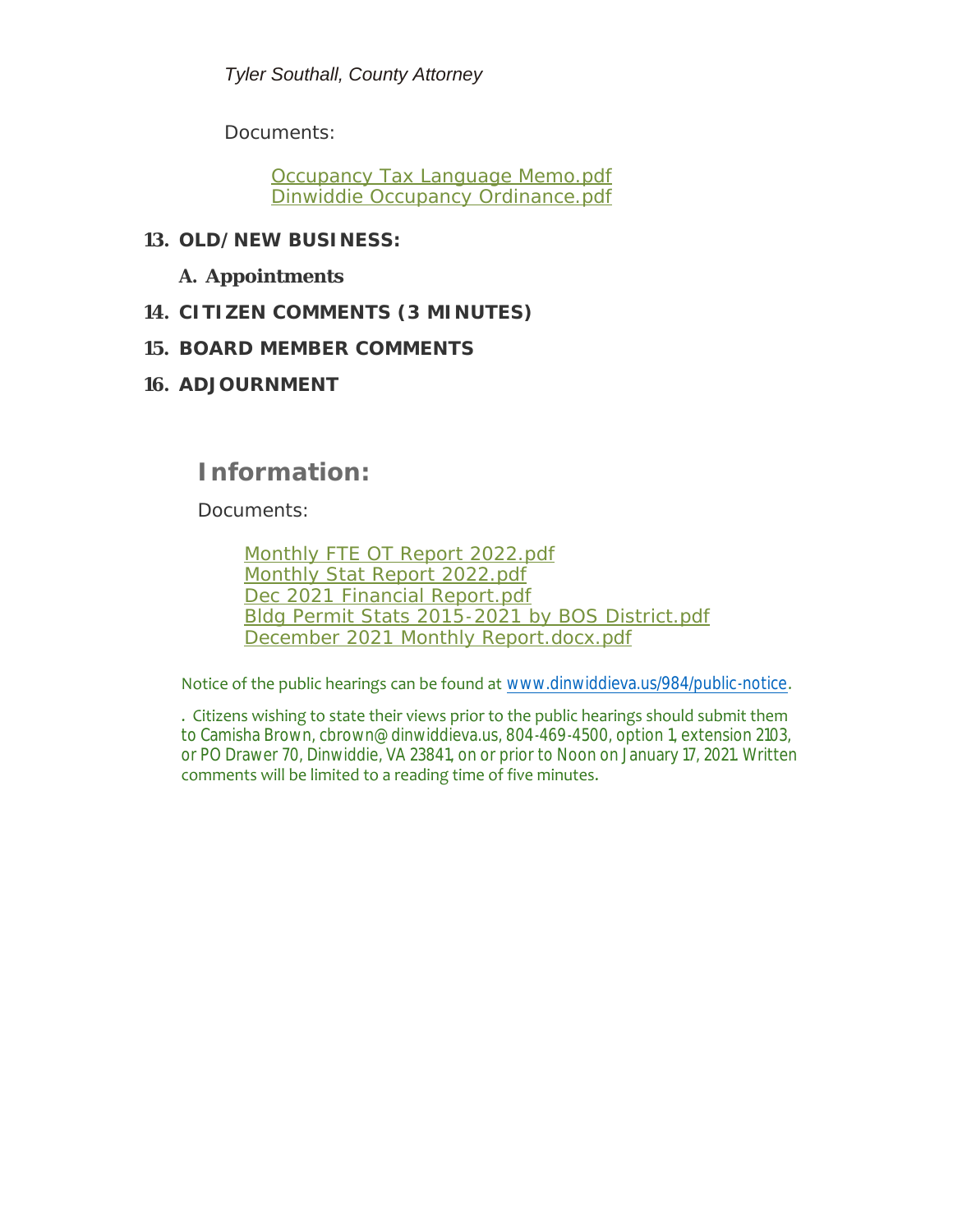*Tyler Southall, County Attorney*

Documents:

- Occupancy Tax Language Memo.pdf
- Dinwiddie Occupancy Ordinance.pdf

**13. OLD/NEW BUSINESS:**

**A. Appointments**

**14. CITIZEN COMMENTS (3 MINUTES)**

**15. BOARD MEMBER COMMENTS**

**16. ADJOURNMENT**

## Information:

Documents:

- Monthly FTE OT Report 2022.pdf
- Monthly Stat Report 2022.pdf
- Dec 2021 Financial Report.pdf
- Bldg Permit Stats 2015-2021 by BOS District.pdf
- December 2021 Monthly Report.docx.pdf

Notice of the public hearings can be found at www.dinwiddieva.us/984/public-notice.

. Citizens wishing to state their views prior to the public hearings should submit them to Camisha Brown, cbrown@dinwiddieva.us, 804-469-4500, option 1, extension 2103, or PO Drawer 70, Dinwiddie, VA 23841, on or prior to Noon on January 17, 2021. Written comments will be limited to a reading time of five minutes.